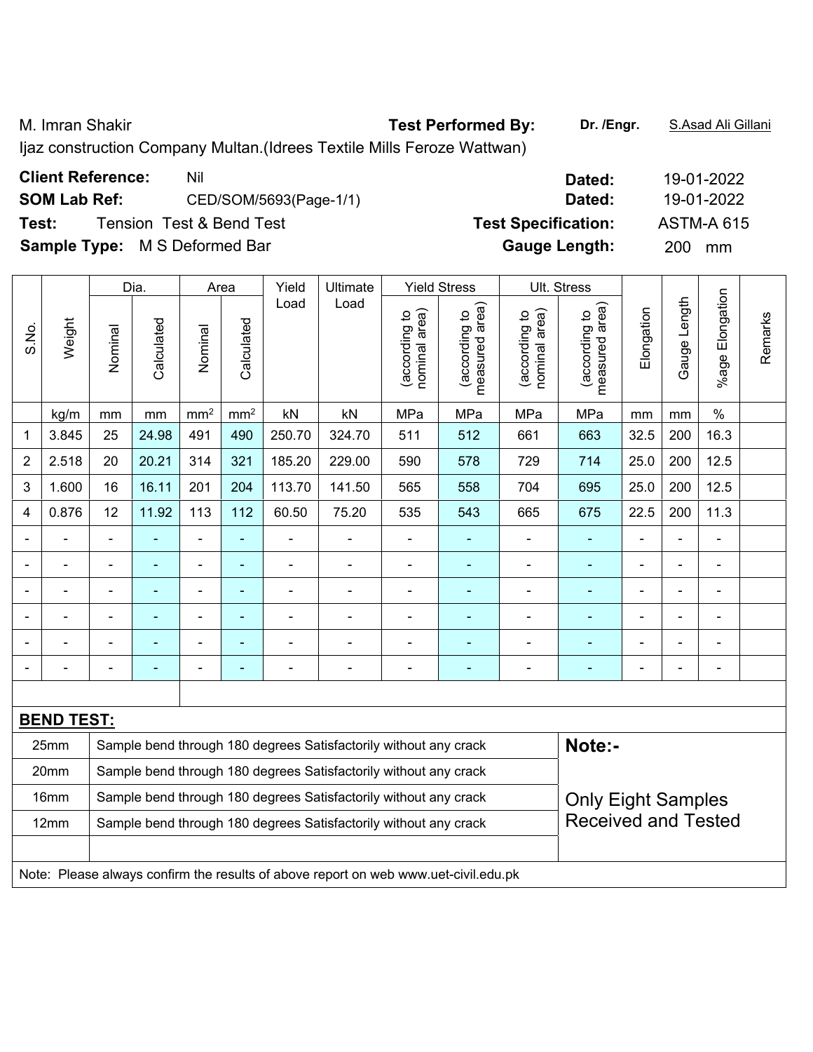M. Imran Shakir **Test Performed By:** **Dr. /Engr.** S.Asad Ali Gillani

Ijaz construction Company Multan.(Idrees Textile Mills Feroze Wattwan)

**Client Reference:** Nil **Dated:** 19-01-2022

**SOM Lab Ref:** CED/SOM/5693(Page-1/1) **Dated:** 19-01-2022

**Test:** Tension Test & Bend Test **Test Specification:** ASTM-A 615

**Sample Type:** M S Deformed Bar **Gauge Length:** 200 mm

| S.No. | Weight | Dia. | | Area | | Yield Load | Ultimate Load | Yield Stress | | Ult. Stress | | Elongation | Gauge Length | %age Elongation | Remarks |
|---|---|---|---|---|---|---|---|---|---|---|---|---|---|---|---|
| | | Nominal | Calculated | Nominal | Calculated | | | (according to nominal area) | (according to measured area) | (according to nominal area) | (according to measured area) | | | | |
| | kg/m | mm | mm | $mm^2$ | $mm^2$ | kN | kN | MPa | MPa | MPa | MPa | mm | mm | % | |
| 1 | 3.845 | 25 | 24.98 | 491 | 490 | 250.70 | 324.70 | 511 | 512 | 661 | 663 | 32.5 | 200 | 16.3 | |
| 2 | 2.518 | 20 | 20.21 | 314 | 321 | 185.20 | 229.00 | 590 | 578 | 729 | 714 | 25.0 | 200 | 12.5 | |
| 3 | 1.600 | 16 | 16.11 | 201 | 204 | 113.70 | 141.50 | 565 | 558 | 704 | 695 | 25.0 | 200 | 12.5 | |
| 4 | 0.876 | 12 | 11.92 | 113 | 112 | 60.50 | 75.20 | 535 | 543 | 665 | 675 | 22.5 | 200 | 11.3 | |
| - | - | - | - | - | - | - | - | - | - | - | - | - | - | - | |
| - | - | - | - | - | - | - | - | - | - | - | - | - | - | - | |
| - | - | - | - | - | - | - | - | - | - | - | - | - | - | - | |
| - | - | - | - | - | - | - | - | - | - | - | - | - | - | - | |
| - | - | - | - | - | - | - | - | - | - | - | - | - | - | - | |
| - | - | - | - | - | - | - | - | - | - | - | - | - | - | - | |

**BEND TEST:**

| Size | Result | Note:- |
|---|---|---|
| 25mm | Sample bend through 180 degrees Satisfactorily without any crack | |
| 20mm | Sample bend through 180 degrees Satisfactorily without any crack | |
| 16mm | Sample bend through 180 degrees Satisfactorily without any crack | Only Eight Samples Received and Tested |
| 12mm | Sample bend through 180 degrees Satisfactorily without any crack | |

Note: Please always confirm the results of above report on web www.uet-civil.edu.pk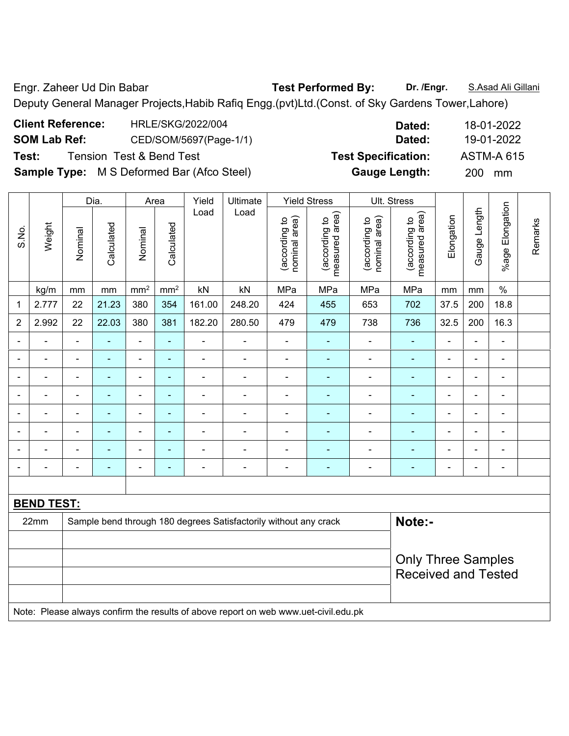Engr. Zaheer Ud Din Babar **Test Performed By:** **Dr. /Engr.** S.Asad Ali Gillani

Deputy General Manager Projects,Habib Rafiq Engg.(pvt)Ltd.(Const. of Sky Gardens Tower,Lahore)

**Client Reference:** HRLE/SKG/2022/004 **Dated:** 18-01-2022

**SOM Lab Ref:** CED/SOM/5697(Page-1/1) **Dated:** 19-01-2022

**Test:** Tension Test & Bend Test **Test Specification:** ASTM-A 615

**Sample Type:** M S Deformed Bar (Afco Steel) **Gauge Length:** 200 mm

| S.No. | Weight | Dia. | | Area | | Yield Load | Ultimate Load | Yield Stress | | Ult. Stress | | Elongation | Gauge Length | %age Elongation | Remarks |
|---|---|---|---|---|---|---|---|---|---|---|---|---|---|---|---|
| | | Nominal | Calculated | Nominal | Calculated | | | (according to nominal area) | (according to measured area) | (according to nominal area) | (according to measured area) | | | | |
| | kg/m | mm | mm | $mm^2$ | $mm^2$ | kN | kN | MPa | MPa | MPa | MPa | mm | mm | % | |
| 1 | 2.777 | 22 | 21.23 | 380 | 354 | 161.00 | 248.20 | 424 | 455 | 653 | 702 | 37.5 | 200 | 18.8 | |
| 2 | 2.992 | 22 | 22.03 | 380 | 381 | 182.20 | 280.50 | 479 | 479 | 738 | 736 | 32.5 | 200 | 16.3 | |
| - | - | - | - | - | - | - | - | - | - | - | - | - | - | - | |
| - | - | - | - | - | - | - | - | - | - | - | - | - | - | - | |
| - | - | - | - | - | - | - | - | - | - | - | - | - | - | - | |
| - | - | - | - | - | - | - | - | - | - | - | - | - | - | - | |
| - | - | - | - | - | - | - | - | - | - | - | - | - | - | - | |
| - | - | - | - | - | - | - | - | - | - | - | - | - | - | - | |
| - | - | - | - | - | - | - | - | - | - | - | - | - | - | - | |
| - | - | - | - | - | - | - | - | - | - | - | - | - | - | - | |

**BEND TEST:**

| Size | Result |
|---|---|
| 22mm | Sample bend through 180 degrees Satisfactorily without any crack |

**Note:-**

Only Three Samples Received and Tested

Note: Please always confirm the results of above report on web www.uet-civil.edu.pk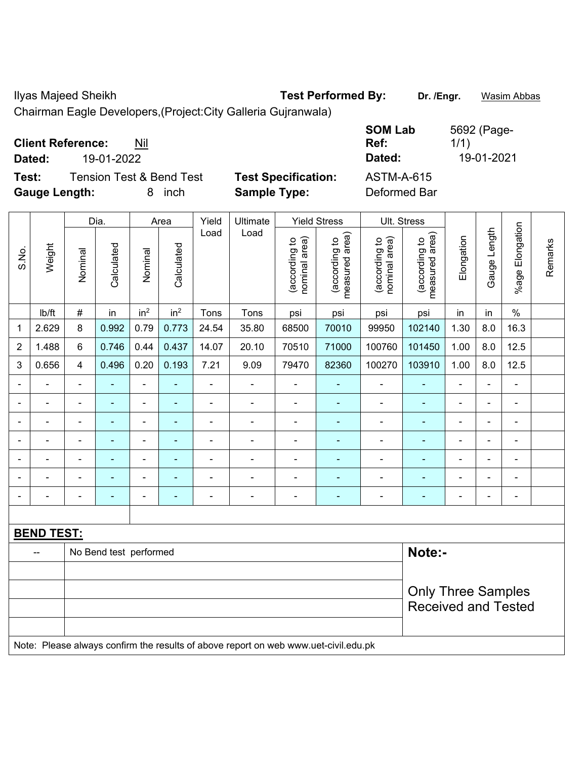Ilyas Majeed Sheikh **Test Performed By:** **Dr. /Engr.** Wasim Abbas

Chairman Eagle Developers,(Project:City Galleria Gujranwala)

**Client Reference:** Nil **SOM Lab Ref:** 5692 (Page-1/1)

**Dated:** 19-01-2022 **Dated:** 19-01-2021

**Test:** Tension Test & Bend Test **Test Specification:** ASTM-A-615

**Gauge Length:** 8 inch **Sample Type:** Deformed Bar

| S.No. | Weight | Dia. | | Area | | Yield Load | Ultimate Load | Yield Stress | | Ult. Stress | | Elongation | Gauge Length | %age Elongation | Remarks |
|---|---|---|---|---|---|---|---|---|---|---|---|---|---|---|---|
| | | Nominal | Calculated | Nominal | Calculated | | | (according to nominal area) | (according to measured area) | (according to nominal area) | (according to measured area) | | | | |
| | lb/ft | # | in | in² | in² | Tons | Tons | psi | psi | psi | psi | in | in | % | |
| 1 | 2.629 | 8 | 0.992 | 0.79 | 0.773 | 24.54 | 35.80 | 68500 | 70010 | 99950 | 102140 | 1.30 | 8.0 | 16.3 | |
| 2 | 1.488 | 6 | 0.746 | 0.44 | 0.437 | 14.07 | 20.10 | 70510 | 71000 | 100760 | 101450 | 1.00 | 8.0 | 12.5 | |
| 3 | 0.656 | 4 | 0.496 | 0.20 | 0.193 | 7.21 | 9.09 | 79470 | 82360 | 100270 | 103910 | 1.00 | 8.0 | 12.5 | |
| - | - | - | - | - | - | - | - | - | - | - | - | - | - | - | |
| - | - | - | - | - | - | - | - | - | - | - | - | - | - | - | |
| - | - | - | - | - | - | - | - | - | - | - | - | - | - | - | |
| - | - | - | - | - | - | - | - | - | - | - | - | - | - | - | |
| - | - | - | - | - | - | - | - | - | - | - | - | - | - | - | |
| - | - | - | - | - | - | - | - | - | - | - | - | - | - | - | |
| - | - | - | - | - | - | - | - | - | - | - | - | - | - | - | |

**BEND TEST:**

| | | |
|---|---|---|
| -- | No Bend test performed | **Note:-** |
| | | Only Three Samples Received and Tested |

Note: Please always confirm the results of above report on web www.uet-civil.edu.pk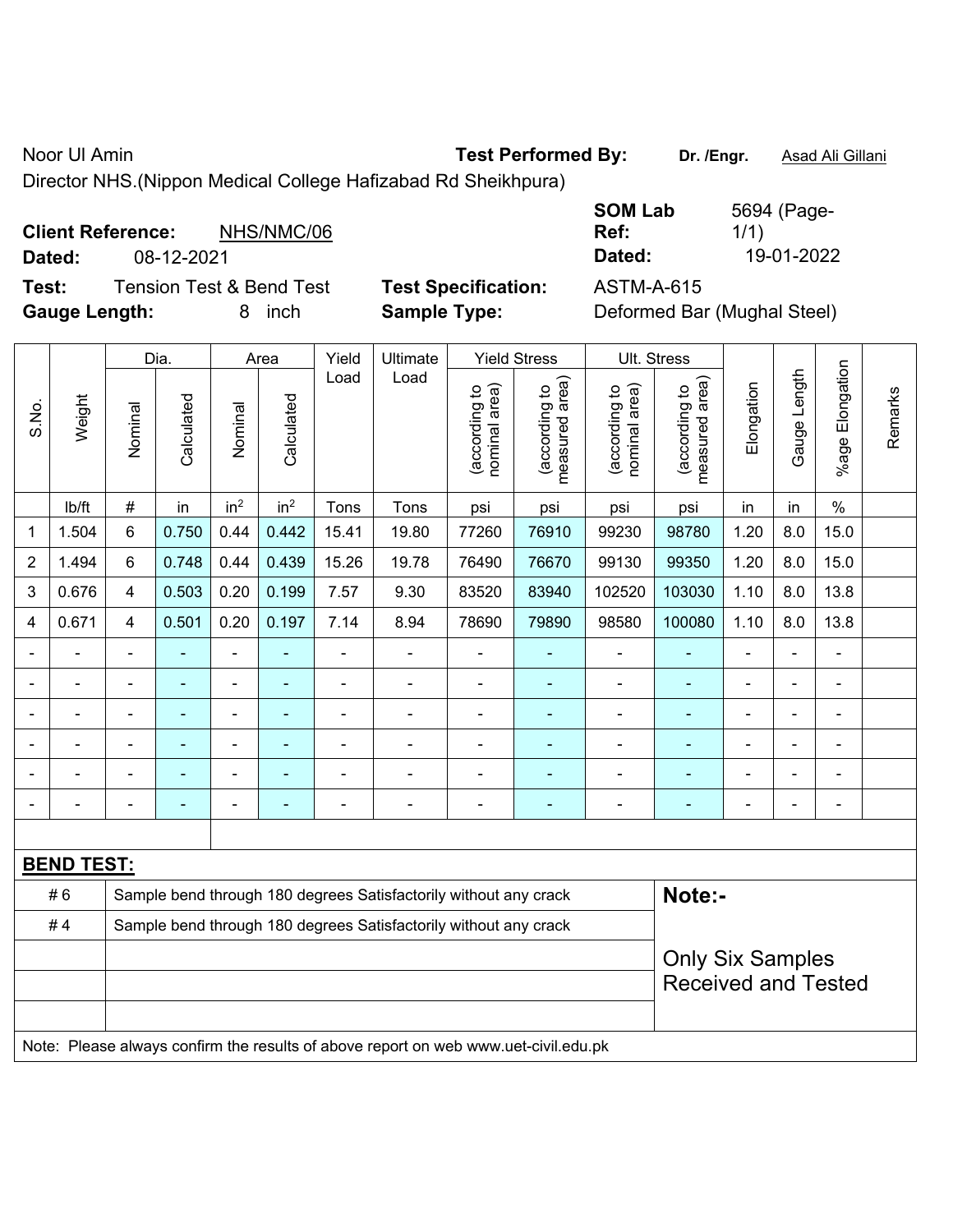Noor Ul Amin

Director NHS.(Nippon Medical College Hafizabad Rd Sheikhpura)

**Test Performed By:** **Dr. /Engr.** Asad Ali Gillani

**Client Reference:** NHS/NMC/06

**Dated:** 08-12-2021

**SOM Lab Ref:** 5694 (Page-1/1)

**Dated:** 19-01-2022

**Test:** Tension Test & Bend Test

**Test Specification:** ASTM-A-615

**Gauge Length:** 8 inch

**Sample Type:** Deformed Bar (Mughal Steel)

| S.No. | Weight | Dia. | | Area | | Yield Load | Ultimate Load | Yield Stress | | Ult. Stress | | Elongation | Gauge Length | %age Elongation | Remarks |
|---|---|---|---|---|---|---|---|---|---|---|---|---|---|---|---|
| | | Nominal | Calculated | Nominal | Calculated | | | (according to nominal area) | (according to measured area) | (according to nominal area) | (according to measured area) | | | | |
| | lb/ft | # | in | $in^2$ | $in^2$ | Tons | Tons | psi | psi | psi | psi | in | in | % | |
| 1 | 1.504 | 6 | 0.750 | 0.44 | 0.442 | 15.41 | 19.80 | 77260 | 76910 | 99230 | 98780 | 1.20 | 8.0 | 15.0 | |
| 2 | 1.494 | 6 | 0.748 | 0.44 | 0.439 | 15.26 | 19.78 | 76490 | 76670 | 99130 | 99350 | 1.20 | 8.0 | 15.0 | |
| 3 | 0.676 | 4 | 0.503 | 0.20 | 0.199 | 7.57 | 9.30 | 83520 | 83940 | 102520 | 103030 | 1.10 | 8.0 | 13.8 | |
| 4 | 0.671 | 4 | 0.501 | 0.20 | 0.197 | 7.14 | 8.94 | 78690 | 79890 | 98580 | 100080 | 1.10 | 8.0 | 13.8 | |
| - | - | - | - | - | - | - | - | - | - | - | - | - | - | - | |
| - | - | - | - | - | - | - | - | - | - | - | - | - | - | - | |
| - | - | - | - | - | - | - | - | - | - | - | - | - | - | - | |
| - | - | - | - | - | - | - | - | - | - | - | - | - | - | - | |
| - | - | - | - | - | - | - | - | - | - | - | - | - | - | - | |
| - | - | - | - | - | - | - | - | - | - | - | - | - | - | - | |

**BEND TEST:**

| | | |
|---|---|---|
| # 6 | Sample bend through 180 degrees Satisfactorily without any crack | **Note:-** |
| # 4 | Sample bend through 180 degrees Satisfactorily without any crack | Only Six Samples Received and Tested |

Note: Please always confirm the results of above report on web www.uet-civil.edu.pk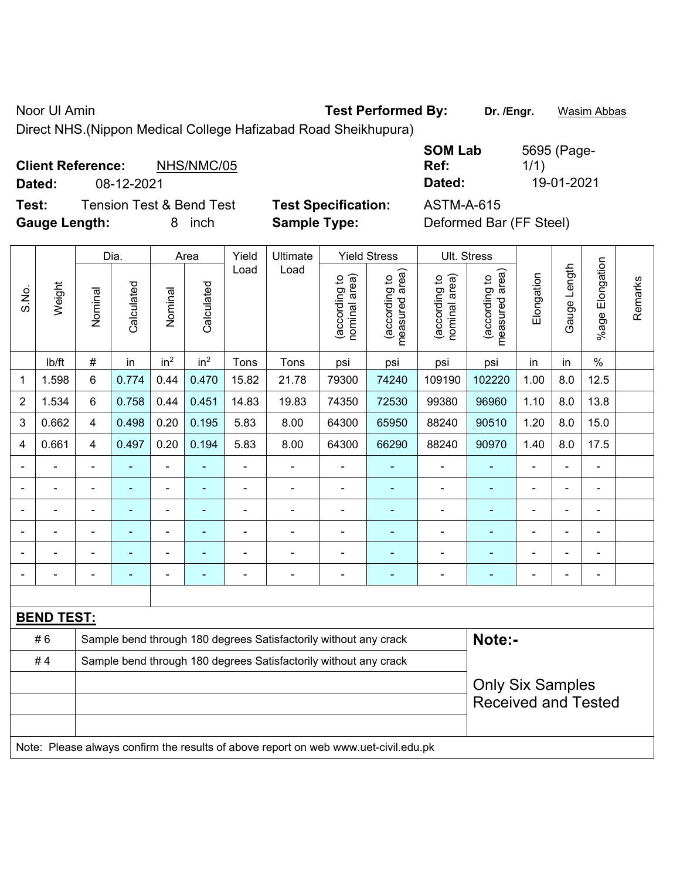Noor Ul Amin

Direct NHS.(Nippon Medical College Hafizabad Road Sheikhupura)

**Test Performed By:** **Dr. /Engr.** Wasim Abbas

**Client Reference:** NHS/NMC/05

**Dated:** 08-12-2021

**SOM Lab Ref:** 5695 (Page-1/1)

**Dated:** 19-01-2021

**Test:** Tension Test & Bend Test

**Gauge Length:** 8 inch

**Test Specification:** ASTM-A-615

**Sample Type:** Deformed Bar (FF Steel)

| S.No. | Weight | Dia. | | Area | | Yield Load | Ultimate Load | Yield Stress | | Ult. Stress | | Elongation | Gauge Length | %age Elongation | Remarks |
|---|---|---|---|---|---|---|---|---|---|---|---|---|---|---|---|
| | | Nominal | Calculated | Nominal | Calculated | | | (according to nominal area) | (according to measured area) | (according to nominal area) | (according to measured area) | | | | |
| | lb/ft | # | in | $in^2$ | $in^2$ | Tons | Tons | psi | psi | psi | psi | in | in | % | |
| 1 | 1.598 | 6 | 0.774 | 0.44 | 0.470 | 15.82 | 21.78 | 79300 | 74240 | 109190 | 102220 | 1.00 | 8.0 | 12.5 | |
| 2 | 1.534 | 6 | 0.758 | 0.44 | 0.451 | 14.83 | 19.83 | 74350 | 72530 | 99380 | 96960 | 1.10 | 8.0 | 13.8 | |
| 3 | 0.662 | 4 | 0.498 | 0.20 | 0.195 | 5.83 | 8.00 | 64300 | 65950 | 88240 | 90510 | 1.20 | 8.0 | 15.0 | |
| 4 | 0.661 | 4 | 0.497 | 0.20 | 0.194 | 5.83 | 8.00 | 64300 | 66290 | 88240 | 90970 | 1.40 | 8.0 | 17.5 | |
| - | - | - | - | - | - | - | - | - | - | - | - | - | - | - | |
| - | - | - | - | - | - | - | - | - | - | - | - | - | - | - | |
| - | - | - | - | - | - | - | - | - | - | - | - | - | - | - | |
| - | - | - | - | - | - | - | - | - | - | - | - | - | - | - | |
| - | - | - | - | - | - | - | - | - | - | - | - | - | - | - | |
| - | - | - | - | - | - | - | - | - | - | - | - | - | - | - | |

**BEND TEST:**

| | |
|---|---|
| # 6 | Sample bend through 180 degrees Satisfactorily without any crack |
| # 4 | Sample bend through 180 degrees Satisfactorily without any crack |

**Note:-**

Only Six Samples Received and Tested

Note: Please always confirm the results of above report on web www.uet-civil.edu.pk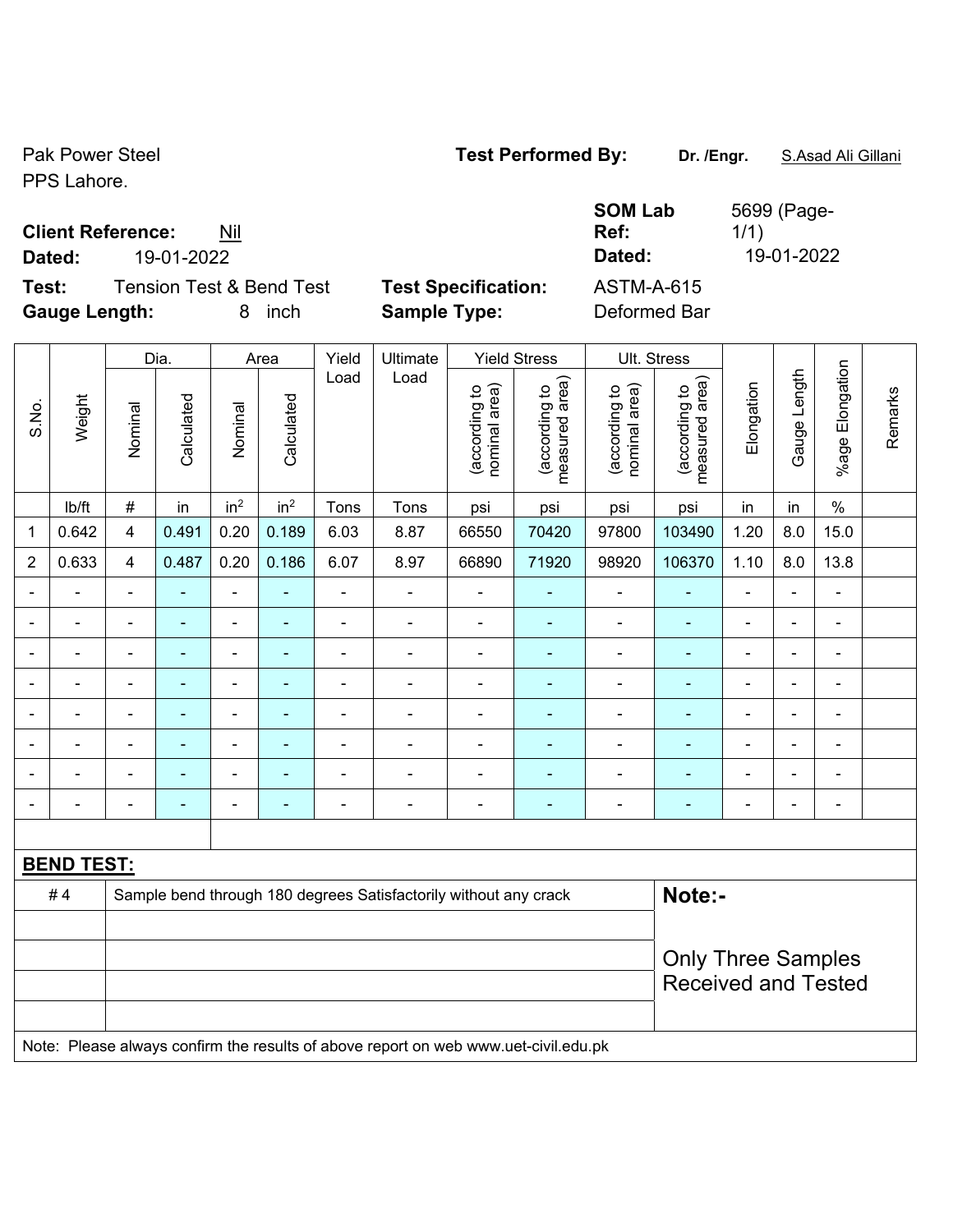Pak Power Steel
PPS Lahore.

**Test Performed By:** **Dr. /Engr.** S.Asad Ali Gillani

**Client Reference:** Nil

**Dated:** 19-01-2022

**SOM Lab Ref:** 5699 (Page-1/1)

**Dated:** 19-01-2022

**Test:** Tension Test & Bend Test

**Test Specification:** ASTM-A-615

**Gauge Length:** 8 inch

**Sample Type:** Deformed Bar

| S.No. | Weight | Dia. | | Area | | Yield Load | Ultimate Load | Yield Stress | | Ult. Stress | | Elongation | Gauge Length | %age Elongation | Remarks |
|---|---|---|---|---|---|---|---|---|---|---|---|---|---|---|---|
| | | Nominal | Calculated | Nominal | Calculated | | | (according to nominal area) | (according to measured area) | (according to nominal area) | (according to measured area) | | | | |
| | lb/ft | # | in | in² | in² | Tons | Tons | psi | psi | psi | psi | in | in | % | |
| 1 | 0.642 | 4 | 0.491 | 0.20 | 0.189 | 6.03 | 8.87 | 66550 | 70420 | 97800 | 103490 | 1.20 | 8.0 | 15.0 | |
| 2 | 0.633 | 4 | 0.487 | 0.20 | 0.186 | 6.07 | 8.97 | 66890 | 71920 | 98920 | 106370 | 1.10 | 8.0 | 13.8 | |
| - | - | - | - | - | - | - | - | - | - | - | - | - | - | - | |
| - | - | - | - | - | - | - | - | - | - | - | - | - | - | - | |
| - | - | - | - | - | - | - | - | - | - | - | - | - | - | - | |
| - | - | - | - | - | - | - | - | - | - | - | - | - | - | - | |
| - | - | - | - | - | - | - | - | - | - | - | - | - | - | - | |
| - | - | - | - | - | - | - | - | - | - | - | - | - | - | - | |
| - | - | - | - | - | - | - | - | - | - | - | - | - | - | - | |
| - | - | - | - | - | - | - | - | - | - | - | - | - | - | - | |

**BEND TEST:**

| | | |
|---|---|---|
| # 4 | Sample bend through 180 degrees Satisfactorily without any crack | **Note:-** |
| | | Only Three Samples Received and Tested |

Note: Please always confirm the results of above report on web www.uet-civil.edu.pk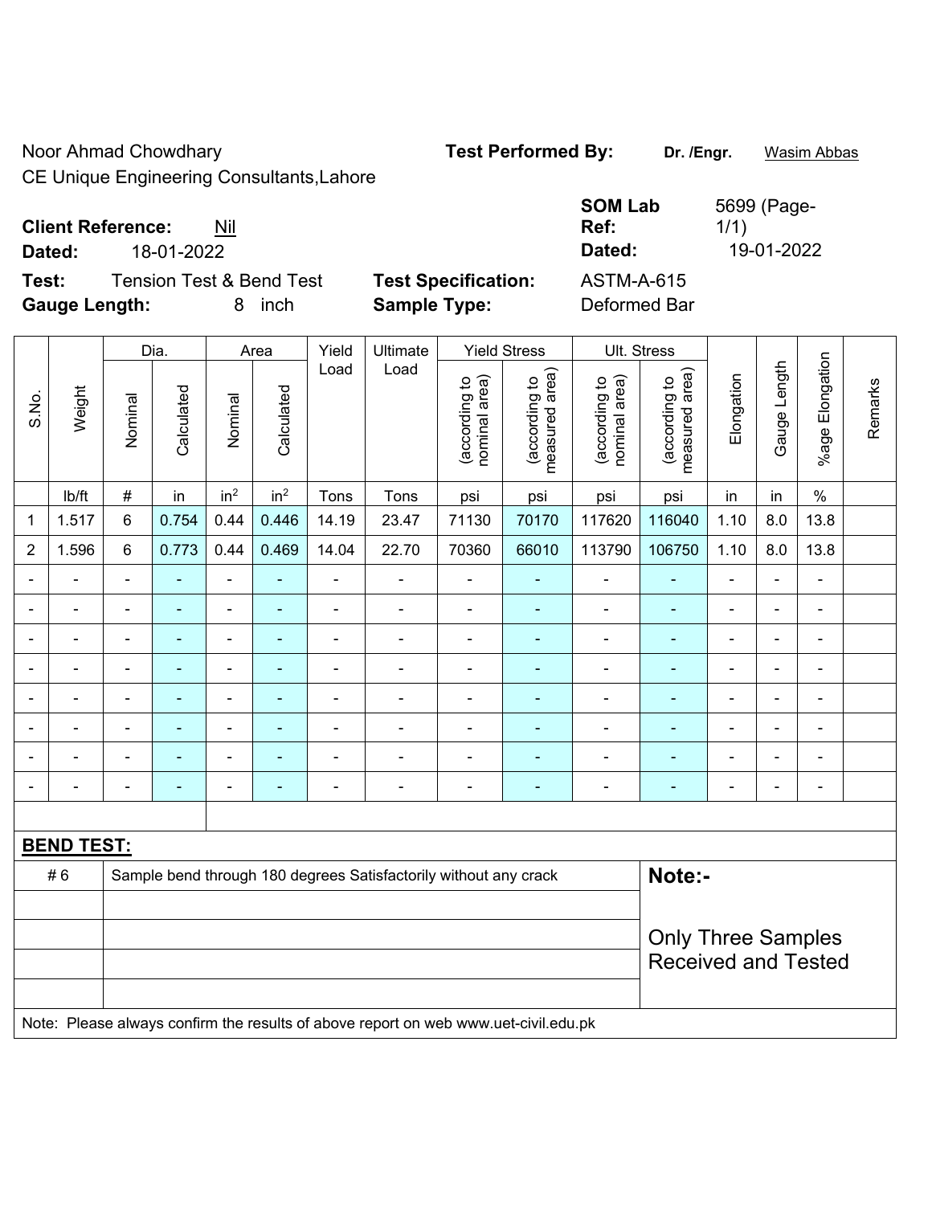Noor Ahmad Chowdhary
CE Unique Engineering Consultants,Lahore

**Test Performed By:** **Dr. /Engr.** Wasim Abbas

**Client Reference:** Nil
**Dated:** 18-01-2022

**SOM Lab Ref:** 5699 (Page-1/1)
**Dated:** 19-01-2022

**Test:** Tension Test & Bend Test
**Gauge Length:** 8 inch

**Test Specification:** ASTM-A-615
**Sample Type:** Deformed Bar

| S.No. | Weight | Dia. | | Area | | Yield Load | Ultimate Load | Yield Stress | | Ult. Stress | | Elongation | Gauge Length | %age Elongation | Remarks |
|---|---|---|---|---|---|---|---|---|---|---|---|---|---|---|---|
| | | Nominal | Calculated | Nominal | Calculated | | | (according to nominal area) | (according to measured area) | (according to nominal area) | (according to measured area) | | | | |
| | lb/ft | # | in | $in^2$ | $in^2$ | Tons | Tons | psi | psi | psi | psi | in | in | % | |
| 1 | 1.517 | 6 | 0.754 | 0.44 | 0.446 | 14.19 | 23.47 | 71130 | 70170 | 117620 | 116040 | 1.10 | 8.0 | 13.8 | |
| 2 | 1.596 | 6 | 0.773 | 0.44 | 0.469 | 14.04 | 22.70 | 70360 | 66010 | 113790 | 106750 | 1.10 | 8.0 | 13.8 | |
| - | - | - | - | - | - | - | - | - | - | - | - | - | - | - | |
| - | - | - | - | - | - | - | - | - | - | - | - | - | - | - | |
| - | - | - | - | - | - | - | - | - | - | - | - | - | - | - | |
| - | - | - | - | - | - | - | - | - | - | - | - | - | - | - | |
| - | - | - | - | - | - | - | - | - | - | - | - | - | - | - | |
| - | - | - | - | - | - | - | - | - | - | - | - | - | - | - | |
| - | - | - | - | - | - | - | - | - | - | - | - | - | - | - | |
| - | - | - | - | - | - | - | - | - | - | - | - | - | - | - | |

**BEND TEST:**

| | | |
|---|---|---|
| # 6 | Sample bend through 180 degrees Satisfactorily without any crack | **Note:-** |
| | | Only Three Samples Received and Tested |
| | | |
| | | |
| | | |

Note: Please always confirm the results of above report on web www.uet-civil.edu.pk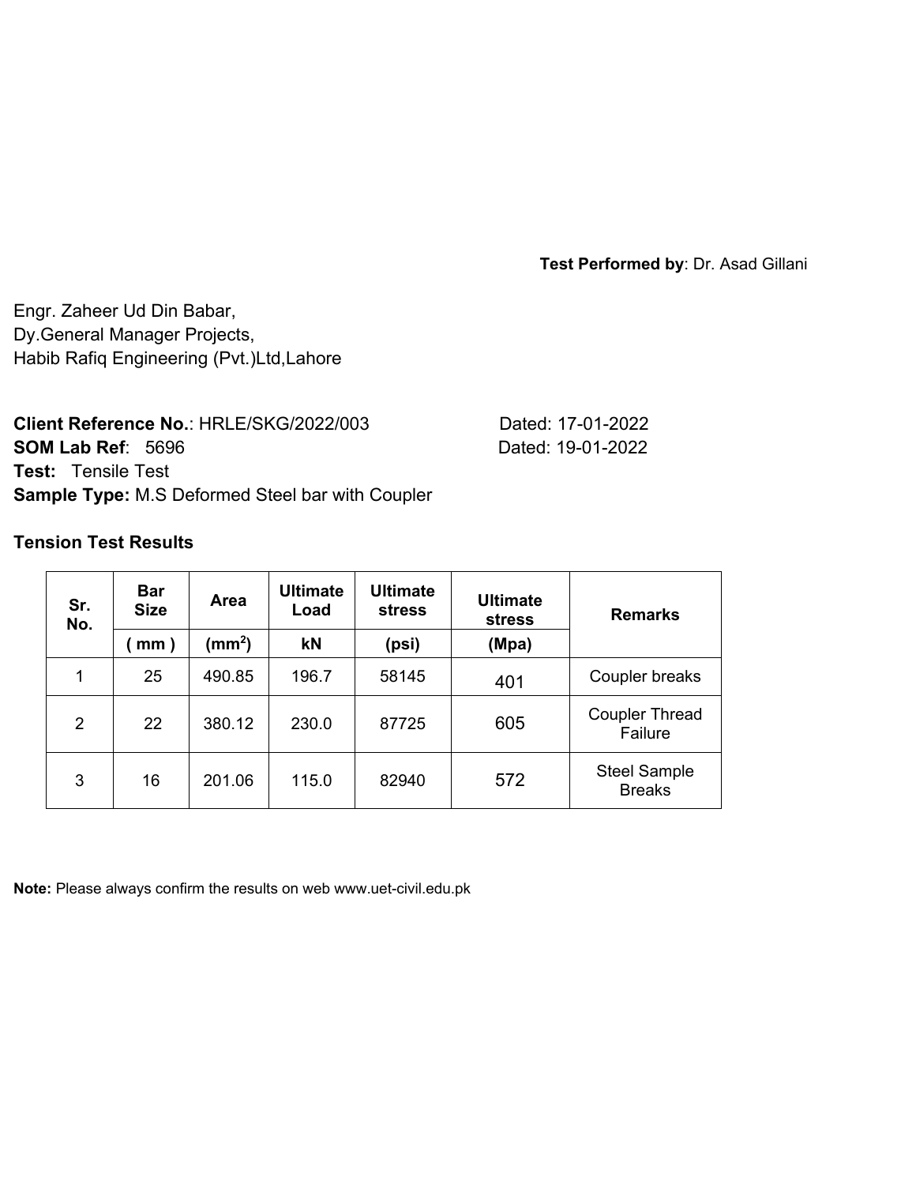**Test Performed by**: Dr. Asad Gillani

Engr. Zaheer Ud Din Babar,
Dy.General Manager Projects,
Habib Rafiq Engineering (Pvt.)Ltd,Lahore

**Client Reference No.**: HRLE/SKG/2022/003 Dated: 17-01-2022
**SOM Lab Ref**: 5696 Dated: 19-01-2022
**Test:** Tensile Test
**Sample Type:** M.S Deformed Steel bar with Coupler

## Tension Test Results

| Sr. No. | Bar Size | Area | Ultimate Load | Ultimate stress | Ultimate stress | Remarks |
|---|---|---|---|---|---|---|
| | ( mm ) | ($mm^2$) | kN | (psi) | (Mpa) | |
| 1 | 25 | 490.85 | 196.7 | 58145 | 401 | Coupler breaks |
| 2 | 22 | 380.12 | 230.0 | 87725 | 605 | Coupler Thread Failure |
| 3 | 16 | 201.06 | 115.0 | 82940 | 572 | Steel Sample Breaks |

**Note:** Please always confirm the results on web www.uet-civil.edu.pk